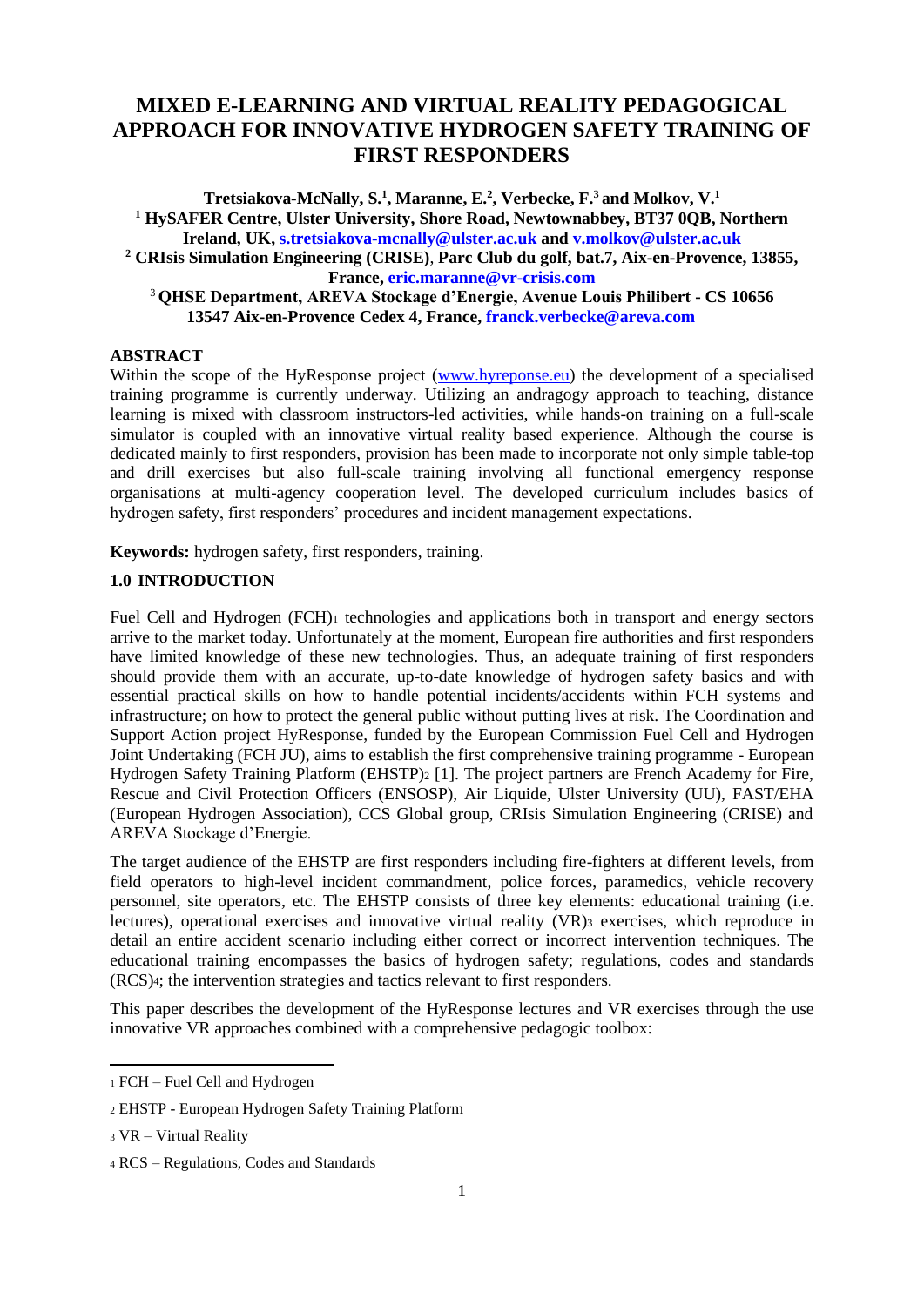# MIXED E-LEARNING AND VIRTUAL REALITY PEDAGOGICAL APPROACH FOR INNOVATIVE HYDROGEN SAFETY TRAINING OF FIRST RESPONDERS

**Tretsiakova-McNally, S.[1], Maranne, E.[2], Verbecke, F.[3] and Molkov, V.[1]**

**[1] HySAFER Centre, Ulster University, Shore Road, Newtownabbey, BT37 0QB, Northern Ireland, UK, s.tretsiakova-mcnally@ulster.ac.uk and v.molkov@ulster.ac.uk**

**[2] CRIsis Simulation Engineering (CRISE), Parc Club du golf, bat.7, Aix-en-Provence, 13855, France, eric.maranne@vr-crisis.com**

**[3] QHSE Department, AREVA Stockage d'Energie, Avenue Louis Philibert - CS 10656 13547 Aix-en-Provence Cedex 4, France, franck.verbecke@areva.com**

## ABSTRACT

Within the scope of the HyResponse project (www.hyreponse.eu) the development of a specialised training programme is currently underway. Utilizing an andragogy approach to teaching, distance learning is mixed with classroom instructors-led activities, while hands-on training on a full-scale simulator is coupled with an innovative virtual reality based experience. Although the course is dedicated mainly to first responders, provision has been made to incorporate not only simple table-top and drill exercises but also full-scale training involving all functional emergency response organisations at multi-agency cooperation level. The developed curriculum includes basics of hydrogen safety, first responders' procedures and incident management expectations.

**Keywords:** hydrogen safety, first responders, training.

## 1.0 INTRODUCTION

Fuel Cell and Hydrogen (FCH)[1] technologies and applications both in transport and energy sectors arrive to the market today. Unfortunately at the moment, European fire authorities and first responders have limited knowledge of these new technologies. Thus, an adequate training of first responders should provide them with an accurate, up-to-date knowledge of hydrogen safety basics and with essential practical skills on how to handle potential incidents/accidents within FCH systems and infrastructure; on how to protect the general public without putting lives at risk. The Coordination and Support Action project HyResponse, funded by the European Commission Fuel Cell and Hydrogen Joint Undertaking (FCH JU), aims to establish the first comprehensive training programme - European Hydrogen Safety Training Platform (EHSTP)[2] [1]. The project partners are French Academy for Fire, Rescue and Civil Protection Officers (ENSOSP), Air Liquide, Ulster University (UU), FAST/EHA (European Hydrogen Association), CCS Global group, CRIsis Simulation Engineering (CRISE) and AREVA Stockage d'Energie.

The target audience of the EHSTP are first responders including fire-fighters at different levels, from field operators to high-level incident commandment, police forces, paramedics, vehicle recovery personnel, site operators, etc. The EHSTP consists of three key elements: educational training (i.e. lectures), operational exercises and innovative virtual reality (VR)[3] exercises, which reproduce in detail an entire accident scenario including either correct or incorrect intervention techniques. The educational training encompasses the basics of hydrogen safety; regulations, codes and standards (RCS)[4]; the intervention strategies and tactics relevant to first responders.

This paper describes the development of the HyResponse lectures and VR exercises through the use innovative VR approaches combined with a comprehensive pedagogic toolbox:

---

[1] FCH – Fuel Cell and Hydrogen

[2] EHSTP - European Hydrogen Safety Training Platform

[3] VR – Virtual Reality

[4] RCS – Regulations, Codes and Standards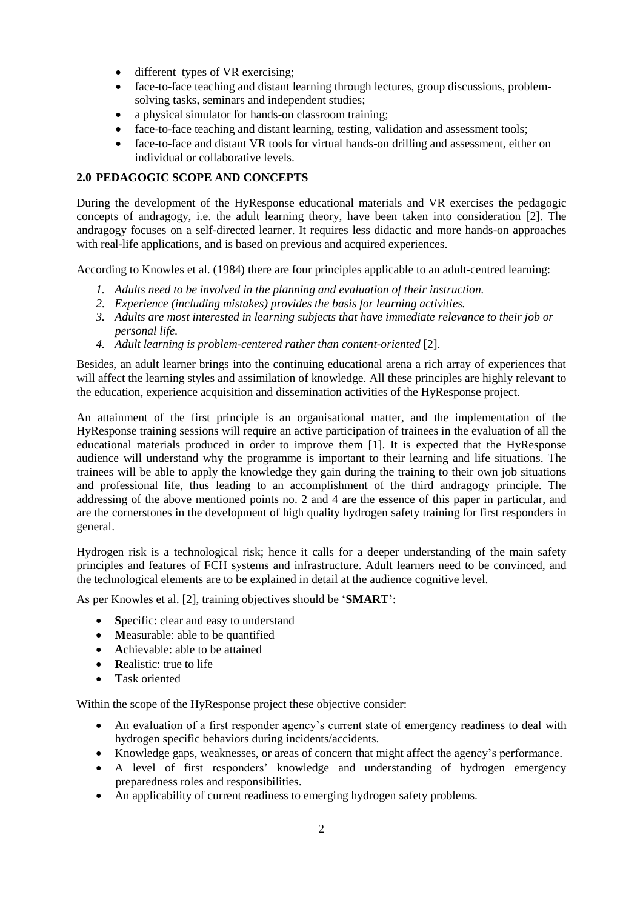- different types of VR exercising;
- face-to-face teaching and distant learning through lectures, group discussions, problem-solving tasks, seminars and independent studies;
- a physical simulator for hands-on classroom training;
- face-to-face teaching and distant learning, testing, validation and assessment tools;
- face-to-face and distant VR tools for virtual hands-on drilling and assessment, either on individual or collaborative levels.

## 2.0 PEDAGOGIC SCOPE AND CONCEPTS

During the development of the HyResponse educational materials and VR exercises the pedagogic concepts of andragogy, i.e. the adult learning theory, have been taken into consideration [2]. The andragogy focuses on a self-directed learner. It requires less didactic and more hands-on approaches with real-life applications, and is based on previous and acquired experiences.

According to Knowles et al. (1984) there are four principles applicable to an adult-centred learning:

1. *Adults need to be involved in the planning and evaluation of their instruction.*
2. *Experience (including mistakes) provides the basis for learning activities.*
3. *Adults are most interested in learning subjects that have immediate relevance to their job or personal life.*
4. *Adult learning is problem-centered rather than content-oriented* [2].

Besides, an adult learner brings into the continuing educational arena a rich array of experiences that will affect the learning styles and assimilation of knowledge. All these principles are highly relevant to the education, experience acquisition and dissemination activities of the HyResponse project.

An attainment of the first principle is an organisational matter, and the implementation of the HyResponse training sessions will require an active participation of trainees in the evaluation of all the educational materials produced in order to improve them [1]. It is expected that the HyResponse audience will understand why the programme is important to their learning and life situations. The trainees will be able to apply the knowledge they gain during the training to their own job situations and professional life, thus leading to an accomplishment of the third andragogy principle. The addressing of the above mentioned points no. 2 and 4 are the essence of this paper in particular, and are the cornerstones in the development of high quality hydrogen safety training for first responders in general.

Hydrogen risk is a technological risk; hence it calls for a deeper understanding of the main safety principles and features of FCH systems and infrastructure. Adult learners need to be convinced, and the technological elements are to be explained in detail at the audience cognitive level.

As per Knowles et al. [2], training objectives should be '**SMART**':

- **S**pecific: clear and easy to understand
- **M**easurable: able to be quantified
- **A**chievable: able to be attained
- **R**ealistic: true to life
- **T**ask oriented

Within the scope of the HyResponse project these objective consider:

- An evaluation of a first responder agency's current state of emergency readiness to deal with hydrogen specific behaviors during incidents/accidents.
- Knowledge gaps, weaknesses, or areas of concern that might affect the agency's performance.
- A level of first responders' knowledge and understanding of hydrogen emergency preparedness roles and responsibilities.
- An applicability of current readiness to emerging hydrogen safety problems.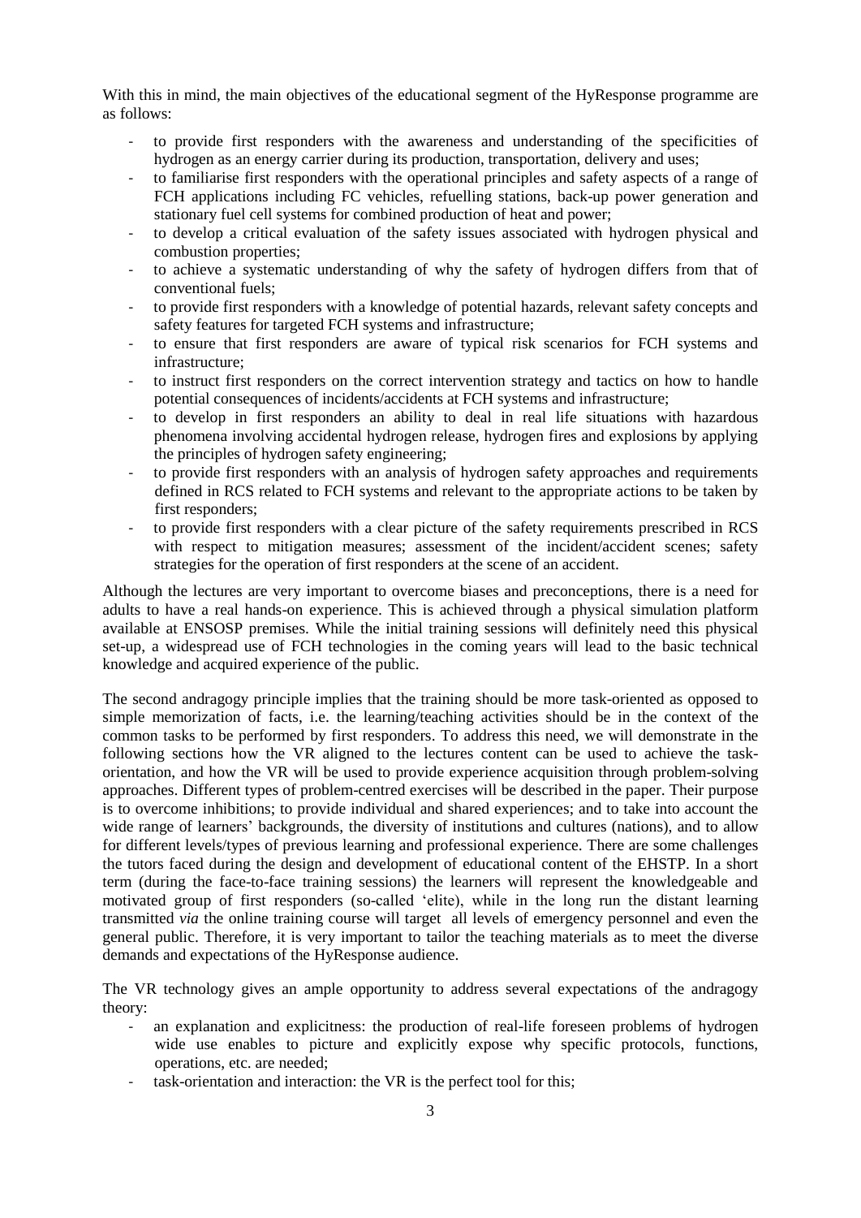With this in mind, the main objectives of the educational segment of the HyResponse programme are as follows:

- to provide first responders with the awareness and understanding of the specificities of hydrogen as an energy carrier during its production, transportation, delivery and uses;
- to familiarise first responders with the operational principles and safety aspects of a range of FCH applications including FC vehicles, refuelling stations, back-up power generation and stationary fuel cell systems for combined production of heat and power;
- to develop a critical evaluation of the safety issues associated with hydrogen physical and combustion properties;
- to achieve a systematic understanding of why the safety of hydrogen differs from that of conventional fuels;
- to provide first responders with a knowledge of potential hazards, relevant safety concepts and safety features for targeted FCH systems and infrastructure;
- to ensure that first responders are aware of typical risk scenarios for FCH systems and infrastructure;
- to instruct first responders on the correct intervention strategy and tactics on how to handle potential consequences of incidents/accidents at FCH systems and infrastructure;
- to develop in first responders an ability to deal in real life situations with hazardous phenomena involving accidental hydrogen release, hydrogen fires and explosions by applying the principles of hydrogen safety engineering;
- to provide first responders with an analysis of hydrogen safety approaches and requirements defined in RCS related to FCH systems and relevant to the appropriate actions to be taken by first responders;
- to provide first responders with a clear picture of the safety requirements prescribed in RCS with respect to mitigation measures; assessment of the incident/accident scenes; safety strategies for the operation of first responders at the scene of an accident.

Although the lectures are very important to overcome biases and preconceptions, there is a need for adults to have a real hands-on experience. This is achieved through a physical simulation platform available at ENSOSP premises. While the initial training sessions will definitely need this physical set-up, a widespread use of FCH technologies in the coming years will lead to the basic technical knowledge and acquired experience of the public.

The second andragogy principle implies that the training should be more task-oriented as opposed to simple memorization of facts, i.e. the learning/teaching activities should be in the context of the common tasks to be performed by first responders. To address this need, we will demonstrate in the following sections how the VR aligned to the lectures content can be used to achieve the task-orientation, and how the VR will be used to provide experience acquisition through problem-solving approaches. Different types of problem-centred exercises will be described in the paper. Their purpose is to overcome inhibitions; to provide individual and shared experiences; and to take into account the wide range of learners' backgrounds, the diversity of institutions and cultures (nations), and to allow for different levels/types of previous learning and professional experience. There are some challenges the tutors faced during the design and development of educational content of the EHSTP. In a short term (during the face-to-face training sessions) the learners will represent the knowledgeable and motivated group of first responders (so-called 'elite), while in the long run the distant learning transmitted *via* the online training course will target all levels of emergency personnel and even the general public. Therefore, it is very important to tailor the teaching materials as to meet the diverse demands and expectations of the HyResponse audience.

The VR technology gives an ample opportunity to address several expectations of the andragogy theory:

- an explanation and explicitness: the production of real-life foreseen problems of hydrogen wide use enables to picture and explicitly expose why specific protocols, functions, operations, etc. are needed;
- task-orientation and interaction: the VR is the perfect tool for this;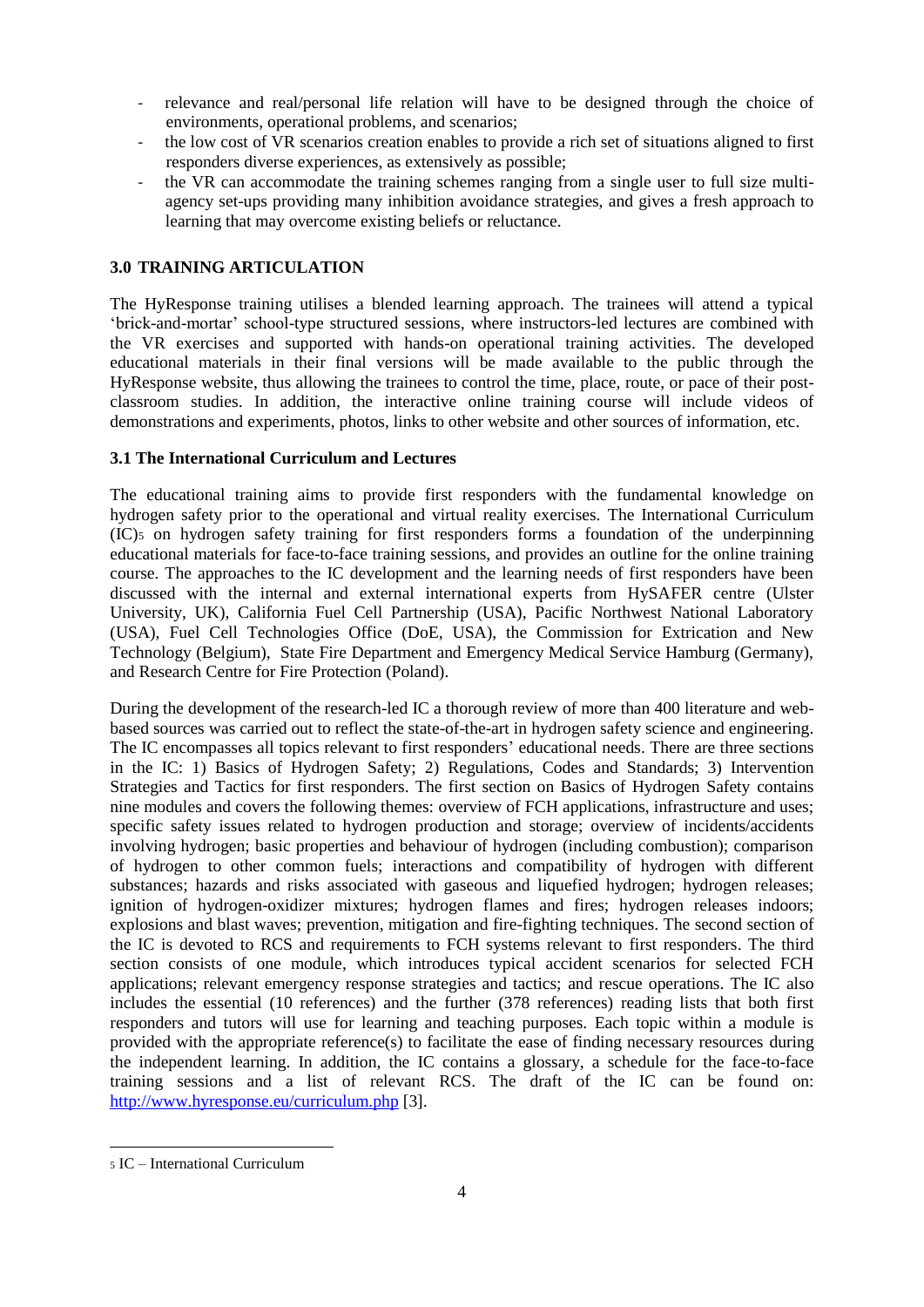- relevance and real/personal life relation will have to be designed through the choice of environments, operational problems, and scenarios;
- the low cost of VR scenarios creation enables to provide a rich set of situations aligned to first responders diverse experiences, as extensively as possible;
- the VR can accommodate the training schemes ranging from a single user to full size multi-agency set-ups providing many inhibition avoidance strategies, and gives a fresh approach to learning that may overcome existing beliefs or reluctance.

## 3.0 TRAINING ARTICULATION

The HyResponse training utilises a blended learning approach. The trainees will attend a typical 'brick-and-mortar' school-type structured sessions, where instructors-led lectures are combined with the VR exercises and supported with hands-on operational training activities. The developed educational materials in their final versions will be made available to the public through the HyResponse website, thus allowing the trainees to control the time, place, route, or pace of their post-classroom studies. In addition, the interactive online training course will include videos of demonstrations and experiments, photos, links to other website and other sources of information, etc.

### 3.1 The International Curriculum and Lectures

The educational training aims to provide first responders with the fundamental knowledge on hydrogen safety prior to the operational and virtual reality exercises. The International Curriculum (IC)[5] on hydrogen safety training for first responders forms a foundation of the underpinning educational materials for face-to-face training sessions, and provides an outline for the online training course. The approaches to the IC development and the learning needs of first responders have been discussed with the internal and external international experts from HySAFER centre (Ulster University, UK), California Fuel Cell Partnership (USA), Pacific Northwest National Laboratory (USA), Fuel Cell Technologies Office (DoE, USA), the Commission for Extrication and New Technology (Belgium), State Fire Department and Emergency Medical Service Hamburg (Germany), and Research Centre for Fire Protection (Poland).

During the development of the research-led IC a thorough review of more than 400 literature and web-based sources was carried out to reflect the state-of-the-art in hydrogen safety science and engineering. The IC encompasses all topics relevant to first responders' educational needs. There are three sections in the IC: 1) Basics of Hydrogen Safety; 2) Regulations, Codes and Standards; 3) Intervention Strategies and Tactics for first responders. The first section on Basics of Hydrogen Safety contains nine modules and covers the following themes: overview of FCH applications, infrastructure and uses; specific safety issues related to hydrogen production and storage; overview of incidents/accidents involving hydrogen; basic properties and behaviour of hydrogen (including combustion); comparison of hydrogen to other common fuels; interactions and compatibility of hydrogen with different substances; hazards and risks associated with gaseous and liquefied hydrogen; hydrogen releases; ignition of hydrogen-oxidizer mixtures; hydrogen flames and fires; hydrogen releases indoors; explosions and blast waves; prevention, mitigation and fire-fighting techniques. The second section of the IC is devoted to RCS and requirements to FCH systems relevant to first responders. The third section consists of one module, which introduces typical accident scenarios for selected FCH applications; relevant emergency response strategies and tactics; and rescue operations. The IC also includes the essential (10 references) and the further (378 references) reading lists that both first responders and tutors will use for learning and teaching purposes. Each topic within a module is provided with the appropriate reference(s) to facilitate the ease of finding necessary resources during the independent learning. In addition, the IC contains a glossary, a schedule for the face-to-face training sessions and a list of relevant RCS. The draft of the IC can be found on: http://www.hyresponse.eu/curriculum.php [3].

[5] IC – International Curriculum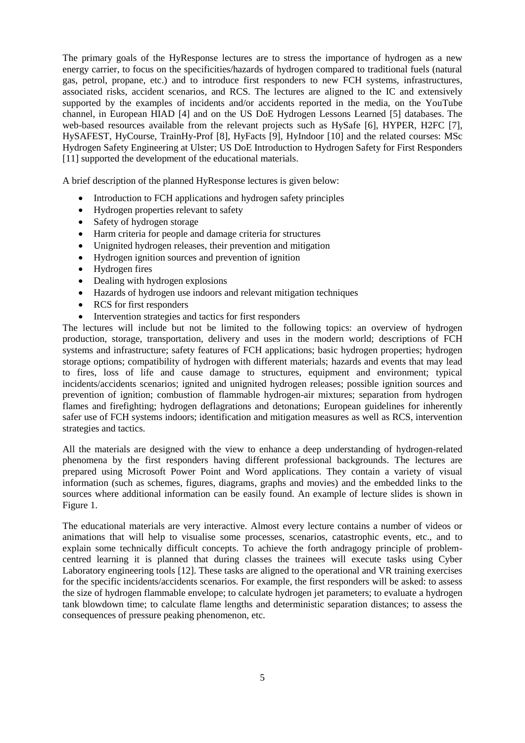The primary goals of the HyResponse lectures are to stress the importance of hydrogen as a new energy carrier, to focus on the specificities/hazards of hydrogen compared to traditional fuels (natural gas, petrol, propane, etc.) and to introduce first responders to new FCH systems, infrastructures, associated risks, accident scenarios, and RCS. The lectures are aligned to the IC and extensively supported by the examples of incidents and/or accidents reported in the media, on the YouTube channel, in European HIAD [4] and on the US DoE Hydrogen Lessons Learned [5] databases. The web-based resources available from the relevant projects such as HySafe [6], HYPER, H2FC [7], HySAFEST, HyCourse, TrainHy-Prof [8], HyFacts [9], HyIndoor [10] and the related courses: MSc Hydrogen Safety Engineering at Ulster; US DoE Introduction to Hydrogen Safety for First Responders [11] supported the development of the educational materials.

A brief description of the planned HyResponse lectures is given below:

- Introduction to FCH applications and hydrogen safety principles
- Hydrogen properties relevant to safety
- Safety of hydrogen storage
- Harm criteria for people and damage criteria for structures
- Unignited hydrogen releases, their prevention and mitigation
- Hydrogen ignition sources and prevention of ignition
- Hydrogen fires
- Dealing with hydrogen explosions
- Hazards of hydrogen use indoors and relevant mitigation techniques
- RCS for first responders
- Intervention strategies and tactics for first responders

The lectures will include but not be limited to the following topics: an overview of hydrogen production, storage, transportation, delivery and uses in the modern world; descriptions of FCH systems and infrastructure; safety features of FCH applications; basic hydrogen properties; hydrogen storage options; compatibility of hydrogen with different materials; hazards and events that may lead to fires, loss of life and cause damage to structures, equipment and environment; typical incidents/accidents scenarios; ignited and unignited hydrogen releases; possible ignition sources and prevention of ignition; combustion of flammable hydrogen-air mixtures; separation from hydrogen flames and firefighting; hydrogen deflagrations and detonations; European guidelines for inherently safer use of FCH systems indoors; identification and mitigation measures as well as RCS, intervention strategies and tactics.

All the materials are designed with the view to enhance a deep understanding of hydrogen-related phenomena by the first responders having different professional backgrounds. The lectures are prepared using Microsoft Power Point and Word applications. They contain a variety of visual information (such as schemes, figures, diagrams, graphs and movies) and the embedded links to the sources where additional information can be easily found. An example of lecture slides is shown in Figure 1.

The educational materials are very interactive. Almost every lecture contains a number of videos or animations that will help to visualise some processes, scenarios, catastrophic events, etc., and to explain some technically difficult concepts. To achieve the forth andragogy principle of problem-centred learning it is planned that during classes the trainees will execute tasks using Cyber Laboratory engineering tools [12]. These tasks are aligned to the operational and VR training exercises for the specific incidents/accidents scenarios. For example, the first responders will be asked: to assess the size of hydrogen flammable envelope; to calculate hydrogen jet parameters; to evaluate a hydrogen tank blowdown time; to calculate flame lengths and deterministic separation distances; to assess the consequences of pressure peaking phenomenon, etc.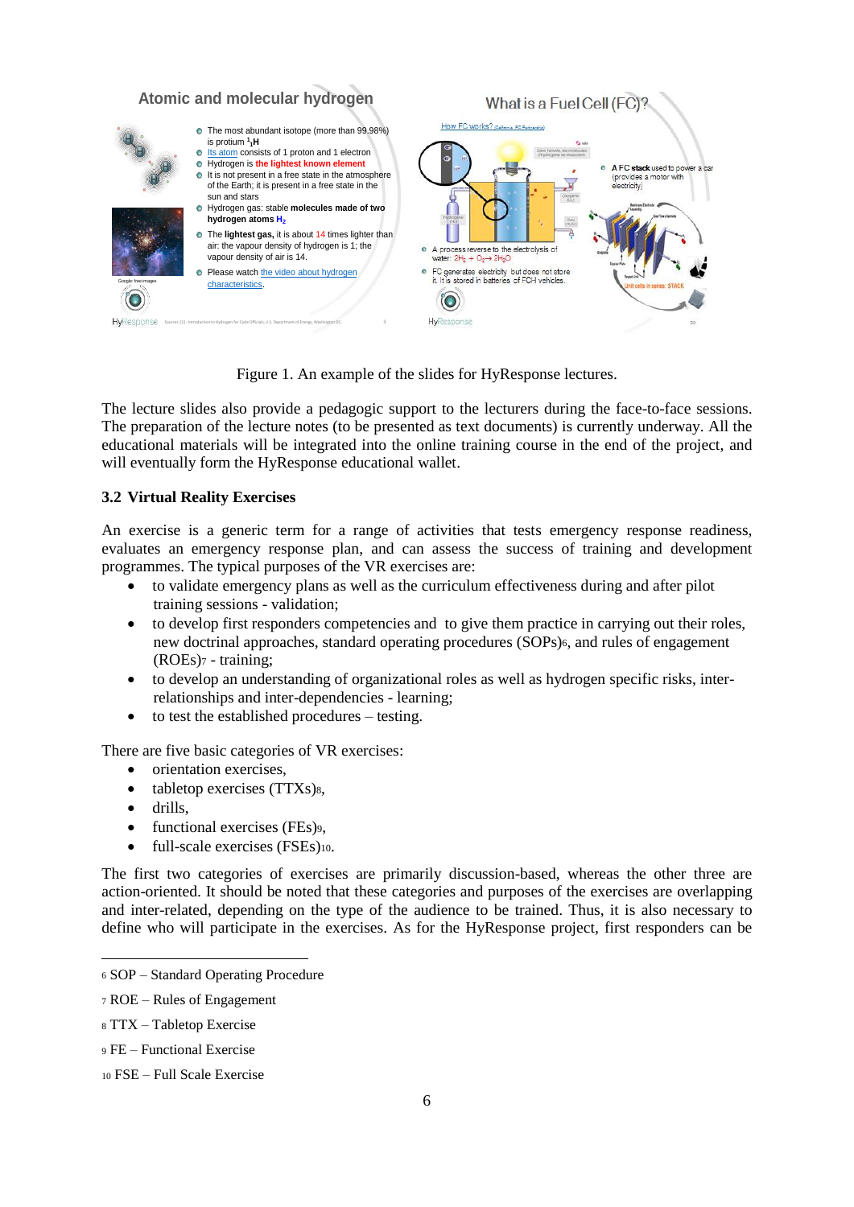Figure 1. An example of the slides for HyResponse lectures.

The lecture slides also provide a pedagogic support to the lecturers during the face-to-face sessions. The preparation of the lecture notes (to be presented as text documents) is currently underway. All the educational materials will be integrated into the online training course in the end of the project, and will eventually form the HyResponse educational wallet.

### 3.2 Virtual Reality Exercises

An exercise is a generic term for a range of activities that tests emergency response readiness, evaluates an emergency response plan, and can assess the success of training and development programmes. The typical purposes of the VR exercises are:

- to validate emergency plans as well as the curriculum effectiveness during and after pilot training sessions - validation;
- to develop first responders competencies and to give them practice in carrying out their roles, new doctrinal approaches, standard operating procedures (SOPs)[6], and rules of engagement (ROEs)[7] - training;
- to develop an understanding of organizational roles as well as hydrogen specific risks, inter-relationships and inter-dependencies - learning;
- to test the established procedures – testing.

There are five basic categories of VR exercises:

- orientation exercises,
- tabletop exercises (TTXs)[8],
- drills,
- functional exercises (FEs)[9],
- full-scale exercises (FSEs)[10].

The first two categories of exercises are primarily discussion-based, whereas the other three are action-oriented. It should be noted that these categories and purposes of the exercises are overlapping and inter-related, depending on the type of the audience to be trained. Thus, it is also necessary to define who will participate in the exercises. As for the HyResponse project, first responders can be

---

[6] SOP – Standard Operating Procedure

[7] ROE – Rules of Engagement

[8] TTX – Tabletop Exercise

[9] FE – Functional Exercise

[10] FSE – Full Scale Exercise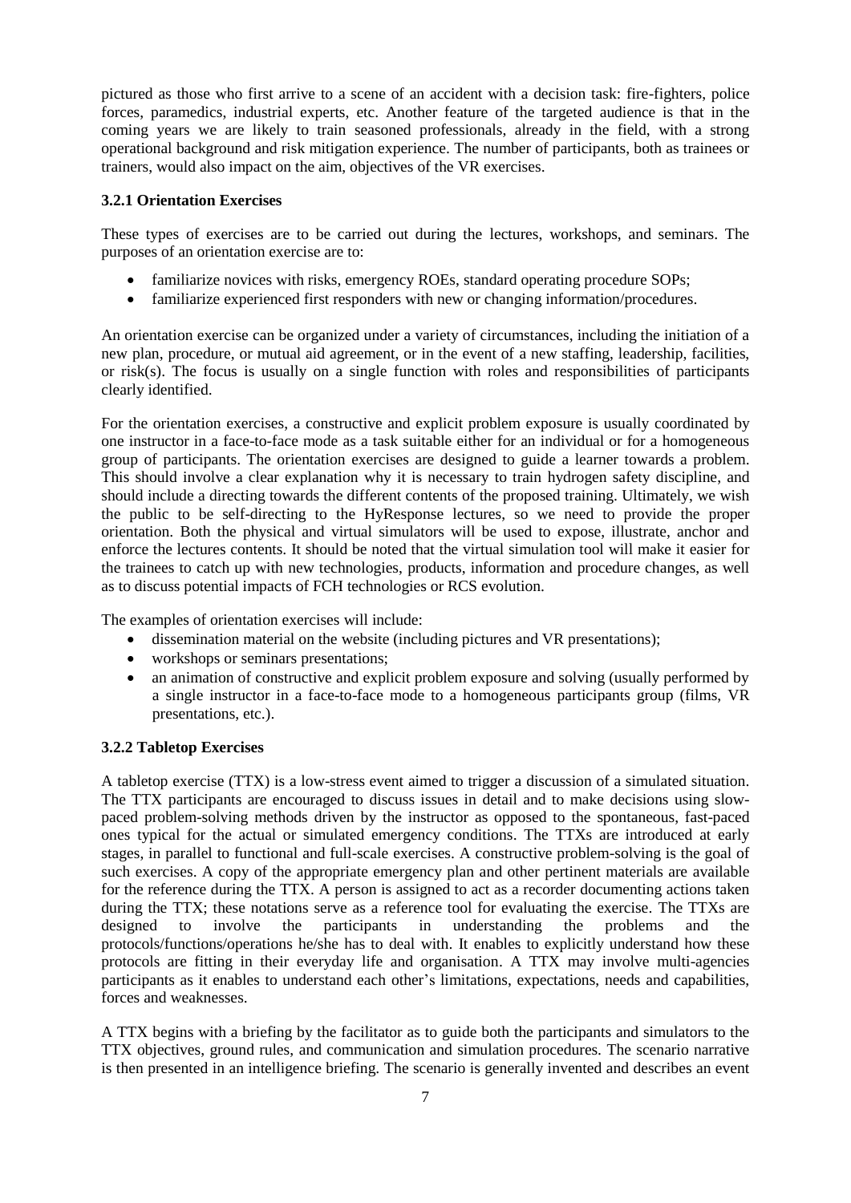pictured as those who first arrive to a scene of an accident with a decision task: fire-fighters, police forces, paramedics, industrial experts, etc. Another feature of the targeted audience is that in the coming years we are likely to train seasoned professionals, already in the field, with a strong operational background and risk mitigation experience. The number of participants, both as trainees or trainers, would also impact on the aim, objectives of the VR exercises.

### 3.2.1 Orientation Exercises

These types of exercises are to be carried out during the lectures, workshops, and seminars. The purposes of an orientation exercise are to:

- familiarize novices with risks, emergency ROEs, standard operating procedure SOPs;
- familiarize experienced first responders with new or changing information/procedures.

An orientation exercise can be organized under a variety of circumstances, including the initiation of a new plan, procedure, or mutual aid agreement, or in the event of a new staffing, leadership, facilities, or risk(s). The focus is usually on a single function with roles and responsibilities of participants clearly identified.

For the orientation exercises, a constructive and explicit problem exposure is usually coordinated by one instructor in a face-to-face mode as a task suitable either for an individual or for a homogeneous group of participants. The orientation exercises are designed to guide a learner towards a problem. This should involve a clear explanation why it is necessary to train hydrogen safety discipline, and should include a directing towards the different contents of the proposed training. Ultimately, we wish the public to be self-directing to the HyResponse lectures, so we need to provide the proper orientation. Both the physical and virtual simulators will be used to expose, illustrate, anchor and enforce the lectures contents. It should be noted that the virtual simulation tool will make it easier for the trainees to catch up with new technologies, products, information and procedure changes, as well as to discuss potential impacts of FCH technologies or RCS evolution.

The examples of orientation exercises will include:

- dissemination material on the website (including pictures and VR presentations);
- workshops or seminars presentations;
- an animation of constructive and explicit problem exposure and solving (usually performed by a single instructor in a face-to-face mode to a homogeneous participants group (films, VR presentations, etc.).

### 3.2.2 Tabletop Exercises

A tabletop exercise (TTX) is a low-stress event aimed to trigger a discussion of a simulated situation. The TTX participants are encouraged to discuss issues in detail and to make decisions using slow-paced problem-solving methods driven by the instructor as opposed to the spontaneous, fast-paced ones typical for the actual or simulated emergency conditions. The TTXs are introduced at early stages, in parallel to functional and full-scale exercises. A constructive problem-solving is the goal of such exercises. A copy of the appropriate emergency plan and other pertinent materials are available for the reference during the TTX. A person is assigned to act as a recorder documenting actions taken during the TTX; these notations serve as a reference tool for evaluating the exercise. The TTXs are designed to involve the participants in understanding the problems and the protocols/functions/operations he/she has to deal with. It enables to explicitly understand how these protocols are fitting in their everyday life and organisation. A TTX may involve multi-agencies participants as it enables to understand each other's limitations, expectations, needs and capabilities, forces and weaknesses.

A TTX begins with a briefing by the facilitator as to guide both the participants and simulators to the TTX objectives, ground rules, and communication and simulation procedures. The scenario narrative is then presented in an intelligence briefing. The scenario is generally invented and describes an event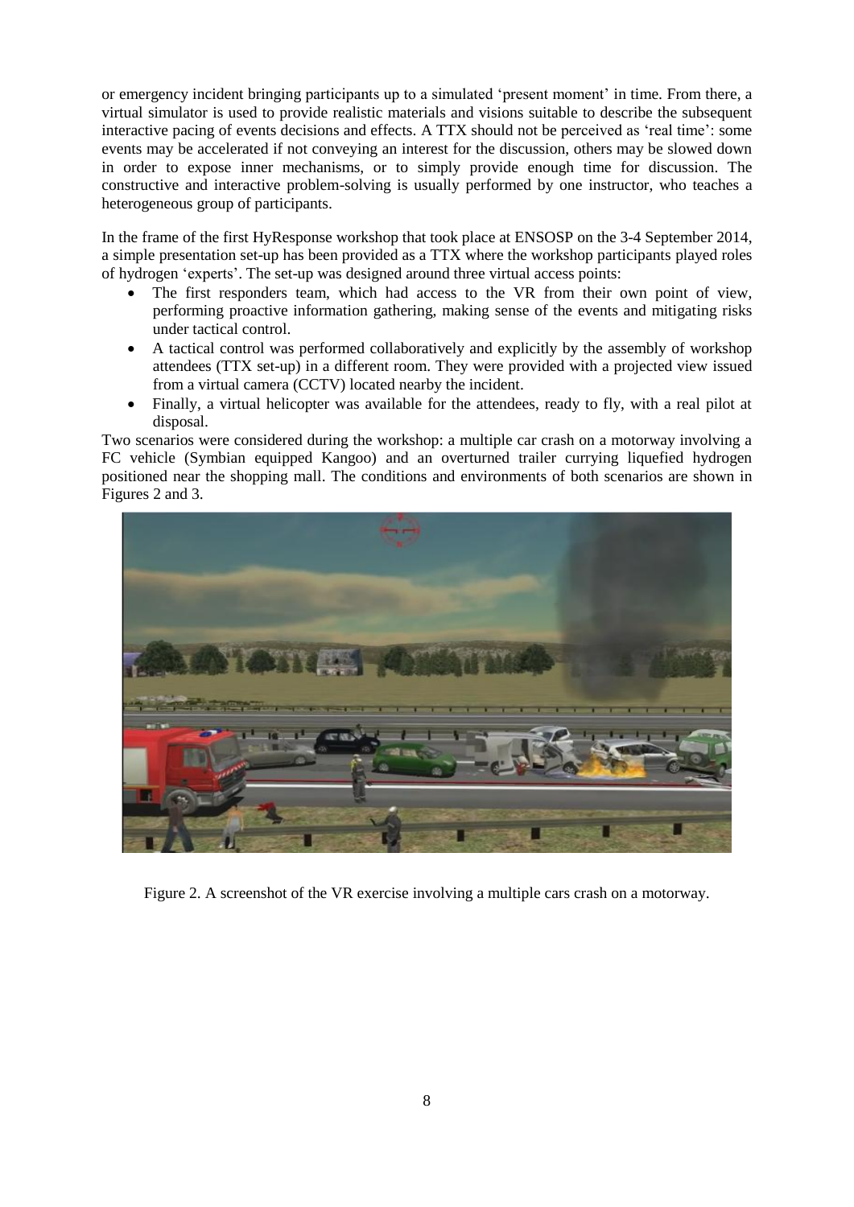or emergency incident bringing participants up to a simulated 'present moment' in time. From there, a virtual simulator is used to provide realistic materials and visions suitable to describe the subsequent interactive pacing of events decisions and effects. A TTX should not be perceived as 'real time': some events may be accelerated if not conveying an interest for the discussion, others may be slowed down in order to expose inner mechanisms, or to simply provide enough time for discussion. The constructive and interactive problem-solving is usually performed by one instructor, who teaches a heterogeneous group of participants.

In the frame of the first HyResponse workshop that took place at ENSOSP on the 3-4 September 2014, a simple presentation set-up has been provided as a TTX where the workshop participants played roles of hydrogen 'experts'. The set-up was designed around three virtual access points:

- The first responders team, which had access to the VR from their own point of view, performing proactive information gathering, making sense of the events and mitigating risks under tactical control.
- A tactical control was performed collaboratively and explicitly by the assembly of workshop attendees (TTX set-up) in a different room. They were provided with a projected view issued from a virtual camera (CCTV) located nearby the incident.
- Finally, a virtual helicopter was available for the attendees, ready to fly, with a real pilot at disposal.

Two scenarios were considered during the workshop: a multiple car crash on a motorway involving a FC vehicle (Symbian equipped Kangoo) and an overturned trailer currying liquefied hydrogen positioned near the shopping mall. The conditions and environments of both scenarios are shown in Figures 2 and 3.

Figure 2. A screenshot of the VR exercise involving a multiple cars crash on a motorway.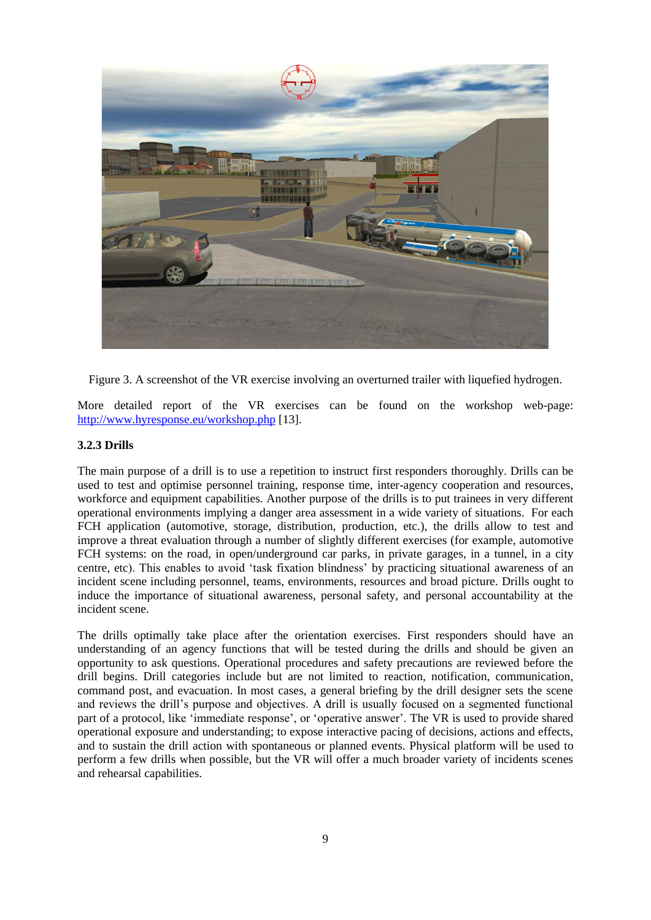Figure 3. A screenshot of the VR exercise involving an overturned trailer with liquefied hydrogen.

More detailed report of the VR exercises can be found on the workshop web-page: http://www.hyresponse.eu/workshop.php [13].

### 3.2.3 Drills

The main purpose of a drill is to use a repetition to instruct first responders thoroughly. Drills can be used to test and optimise personnel training, response time, inter-agency cooperation and resources, workforce and equipment capabilities. Another purpose of the drills is to put trainees in very different operational environments implying a danger area assessment in a wide variety of situations. For each FCH application (automotive, storage, distribution, production, etc.), the drills allow to test and improve a threat evaluation through a number of slightly different exercises (for example, automotive FCH systems: on the road, in open/underground car parks, in private garages, in a tunnel, in a city centre, etc). This enables to avoid 'task fixation blindness' by practicing situational awareness of an incident scene including personnel, teams, environments, resources and broad picture. Drills ought to induce the importance of situational awareness, personal safety, and personal accountability at the incident scene.

The drills optimally take place after the orientation exercises. First responders should have an understanding of an agency functions that will be tested during the drills and should be given an opportunity to ask questions. Operational procedures and safety precautions are reviewed before the drill begins. Drill categories include but are not limited to reaction, notification, communication, command post, and evacuation. In most cases, a general briefing by the drill designer sets the scene and reviews the drill's purpose and objectives. A drill is usually focused on a segmented functional part of a protocol, like 'immediate response', or 'operative answer'. The VR is used to provide shared operational exposure and understanding; to expose interactive pacing of decisions, actions and effects, and to sustain the drill action with spontaneous or planned events. Physical platform will be used to perform a few drills when possible, but the VR will offer a much broader variety of incidents scenes and rehearsal capabilities.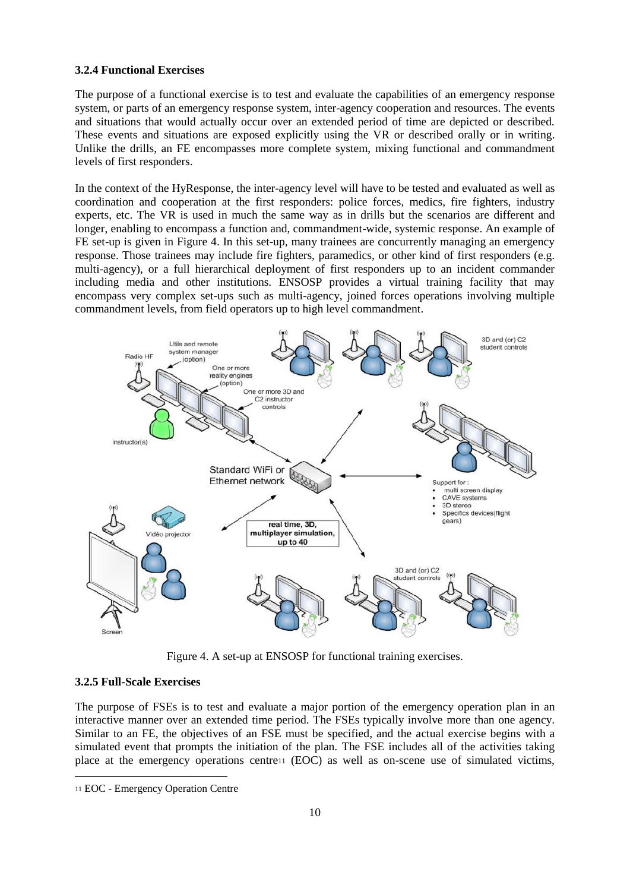### 3.2.4 Functional Exercises

The purpose of a functional exercise is to test and evaluate the capabilities of an emergency response system, or parts of an emergency response system, inter-agency cooperation and resources. The events and situations that would actually occur over an extended period of time are depicted or described. These events and situations are exposed explicitly using the VR or described orally or in writing. Unlike the drills, an FE encompasses more complete system, mixing functional and commandment levels of first responders.

In the context of the HyResponse, the inter-agency level will have to be tested and evaluated as well as coordination and cooperation at the first responders: police forces, medics, fire fighters, industry experts, etc. The VR is used in much the same way as in drills but the scenarios are different and longer, enabling to encompass a function and, commandment-wide, systemic response. An example of FE set-up is given in Figure 4. In this set-up, many trainees are concurrently managing an emergency response. Those trainees may include fire fighters, paramedics, or other kind of first responders (e.g. multi-agency), or a full hierarchical deployment of first responders up to an incident commander including media and other institutions. ENSOSP provides a virtual training facility that may encompass very complex set-ups such as multi-agency, joined forces operations involving multiple commandment levels, from field operators up to high level commandment.

Figure 4. A set-up at ENSOSP for functional training exercises.

### 3.2.5 Full-Scale Exercises

The purpose of FSEs is to test and evaluate a major portion of the emergency operation plan in an interactive manner over an extended time period. The FSEs typically involve more than one agency. Similar to an FE, the objectives of an FSE must be specified, and the actual exercise begins with a simulated event that prompts the initiation of the plan. The FSE includes all of the activities taking place at the emergency operations centre[11] (EOC) as well as on-scene use of simulated victims,

[11] EOC - Emergency Operation Centre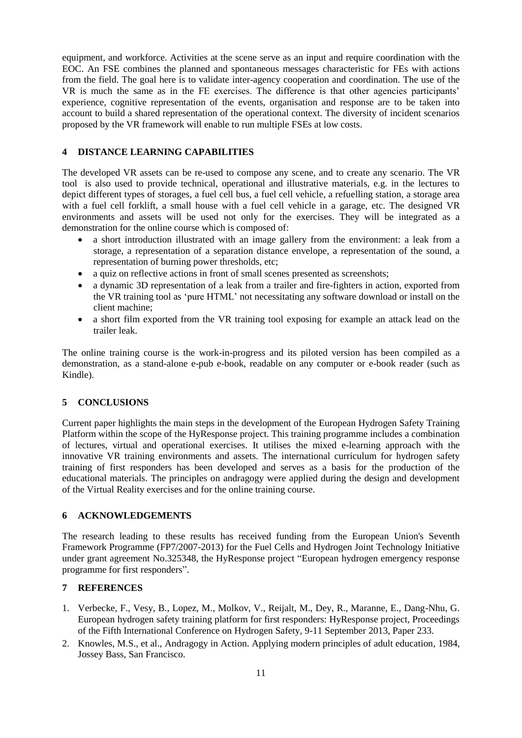equipment, and workforce. Activities at the scene serve as an input and require coordination with the EOC. An FSE combines the planned and spontaneous messages characteristic for FEs with actions from the field. The goal here is to validate inter-agency cooperation and coordination. The use of the VR is much the same as in the FE exercises. The difference is that other agencies participants' experience, cognitive representation of the events, organisation and response are to be taken into account to build a shared representation of the operational context. The diversity of incident scenarios proposed by the VR framework will enable to run multiple FSEs at low costs.

## 4 DISTANCE LEARNING CAPABILITIES

The developed VR assets can be re-used to compose any scene, and to create any scenario. The VR tool is also used to provide technical, operational and illustrative materials, e.g. in the lectures to depict different types of storages, a fuel cell bus, a fuel cell vehicle, a refuelling station, a storage area with a fuel cell forklift, a small house with a fuel cell vehicle in a garage, etc. The designed VR environments and assets will be used not only for the exercises. They will be integrated as a demonstration for the online course which is composed of:

- a short introduction illustrated with an image gallery from the environment: a leak from a storage, a representation of a separation distance envelope, a representation of the sound, a representation of burning power thresholds, etc;
- a quiz on reflective actions in front of small scenes presented as screenshots;
- a dynamic 3D representation of a leak from a trailer and fire-fighters in action, exported from the VR training tool as 'pure HTML' not necessitating any software download or install on the client machine;
- a short film exported from the VR training tool exposing for example an attack lead on the trailer leak.

The online training course is the work-in-progress and its piloted version has been compiled as a demonstration, as a stand-alone e-pub e-book, readable on any computer or e-book reader (such as Kindle).

## 5 CONCLUSIONS

Current paper highlights the main steps in the development of the European Hydrogen Safety Training Platform within the scope of the HyResponse project. This training programme includes a combination of lectures, virtual and operational exercises. It utilises the mixed e-learning approach with the innovative VR training environments and assets. The international curriculum for hydrogen safety training of first responders has been developed and serves as a basis for the production of the educational materials. The principles on andragogy were applied during the design and development of the Virtual Reality exercises and for the online training course.

## 6 ACKNOWLEDGEMENTS

The research leading to these results has received funding from the European Union's Seventh Framework Programme (FP7/2007-2013) for the Fuel Cells and Hydrogen Joint Technology Initiative under grant agreement No.325348, the HyResponse project "European hydrogen emergency response programme for first responders".

## 7 REFERENCES

1. Verbecke, F., Vesy, B., Lopez, M., Molkov, V., Reijalt, M., Dey, R., Maranne, E., Dang-Nhu, G. European hydrogen safety training platform for first responders: HyResponse project, Proceedings of the Fifth International Conference on Hydrogen Safety, 9-11 September 2013, Paper 233.
2. Knowles, M.S., et al., Andragogy in Action. Applying modern principles of adult education, 1984, Jossey Bass, San Francisco.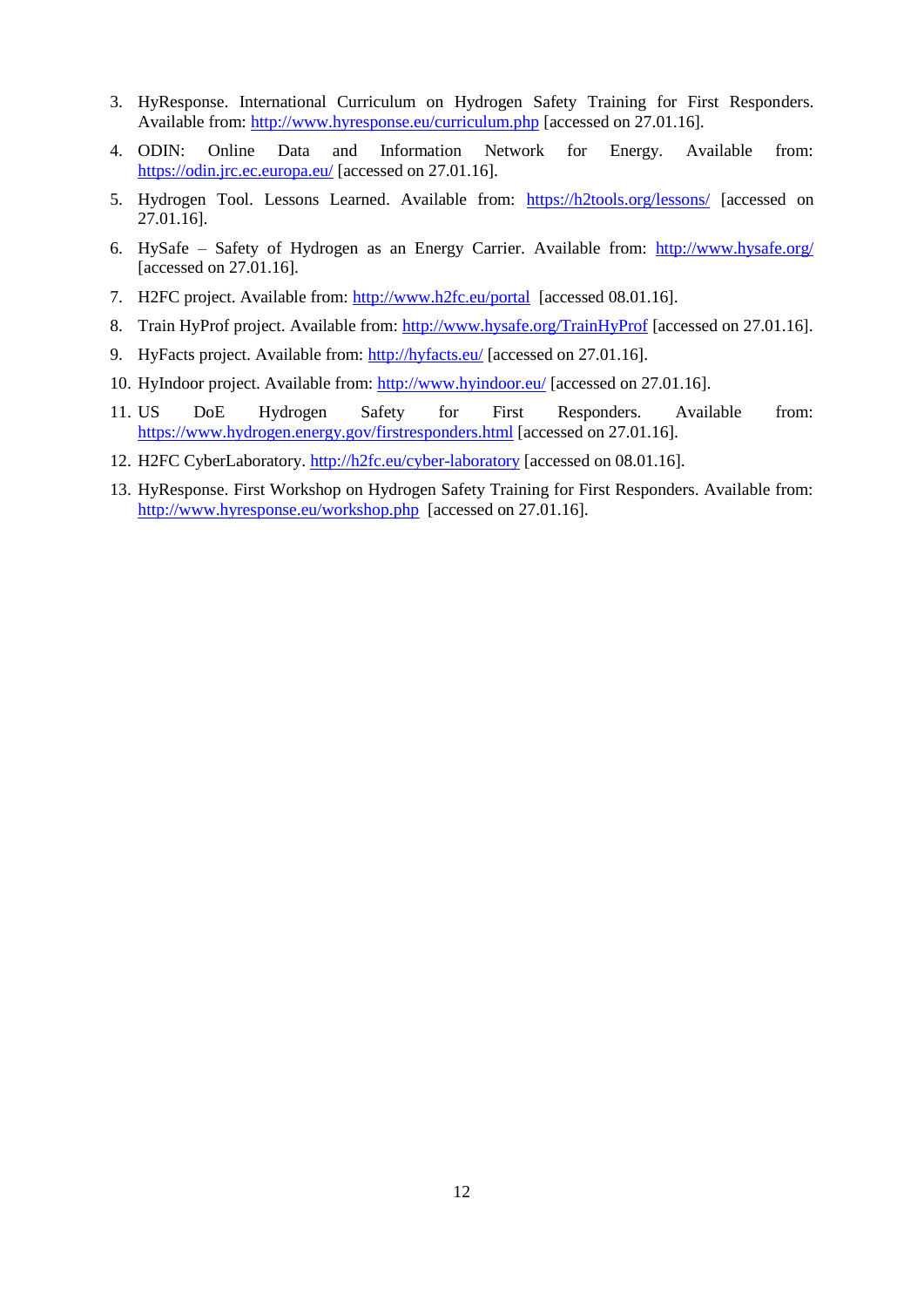3. HyResponse. International Curriculum on Hydrogen Safety Training for First Responders. Available from: http://www.hyresponse.eu/curriculum.php [accessed on 27.01.16].
4. ODIN: Online Data and Information Network for Energy. Available from: https://odin.jrc.ec.europa.eu/ [accessed on 27.01.16].
5. Hydrogen Tool. Lessons Learned. Available from: https://h2tools.org/lessons/ [accessed on 27.01.16].
6. HySafe – Safety of Hydrogen as an Energy Carrier. Available from: http://www.hysafe.org/ [accessed on 27.01.16].
7. H2FC project. Available from: http://www.h2fc.eu/portal [accessed 08.01.16].
8. Train HyProf project. Available from: http://www.hysafe.org/TrainHyProf [accessed on 27.01.16].
9. HyFacts project. Available from: http://hyfacts.eu/ [accessed on 27.01.16].
10. HyIndoor project. Available from: http://www.hyindoor.eu/ [accessed on 27.01.16].
11. US DoE Hydrogen Safety for First Responders. Available from: https://www.hydrogen.energy.gov/firstresponders.html [accessed on 27.01.16].
12. H2FC CyberLaboratory. http://h2fc.eu/cyber-laboratory [accessed on 08.01.16].
13. HyResponse. First Workshop on Hydrogen Safety Training for First Responders. Available from: http://www.hyresponse.eu/workshop.php [accessed on 27.01.16].